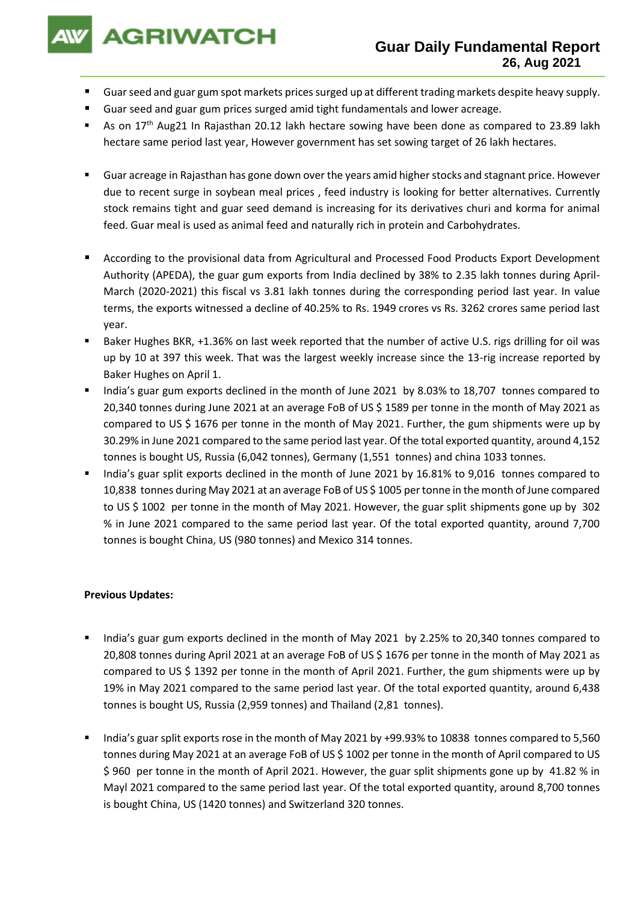# Guar Daily Fundamental Report

**26, Aug 2021**

- Guar seed and guar gum spot markets prices surged up at different trading markets despite heavy supply.
- Guar seed and guar gum prices surged amid tight fundamentals and lower acreage.
- As on 17th Aug21 In Rajasthan 20.12 lakh hectare sowing have been done as compared to 23.89 lakh hectare same period last year, However government has set sowing target of 26 lakh hectares.
- Guar acreage in Rajasthan has gone down over the years amid higher stocks and stagnant price. However due to recent surge in soybean meal prices , feed industry is looking for better alternatives. Currently stock remains tight and guar seed demand is increasing for its derivatives churi and korma for animal feed. Guar meal is used as animal feed and naturally rich in protein and Carbohydrates.
- According to the provisional data from Agricultural and Processed Food Products Export Development Authority (APEDA), the guar gum exports from India declined by 38% to 2.35 lakh tonnes during April-March (2020-2021) this fiscal vs 3.81 lakh tonnes during the corresponding period last year. In value terms, the exports witnessed a decline of 40.25% to Rs. 1949 crores vs Rs. 3262 crores same period last year.
- Baker Hughes BKR, +1.36% on last week reported that the number of active U.S. rigs drilling for oil was up by 10 at 397 this week. That was the largest weekly increase since the 13-rig increase reported by Baker Hughes on April 1.
- India's guar gum exports declined in the month of June 2021 by 8.03% to 18,707 tonnes compared to 20,340 tonnes during June 2021 at an average FoB of US $ 1589 per tonne in the month of May 2021 as compared to US $ 1676 per tonne in the month of May 2021. Further, the gum shipments were up by 30.29% in June 2021 compared to the same period last year. Of the total exported quantity, around 4,152 tonnes is bought US, Russia (6,042 tonnes), Germany (1,551 tonnes) and china 1033 tonnes.
- India's guar split exports declined in the month of June 2021 by 16.81% to 9,016 tonnes compared to 10,838 tonnes during May 2021 at an average FoB of US $ 1005 per tonne in the month of June compared to US $ 1002 per tonne in the month of May 2021. However, the guar split shipments gone up by 302 % in June 2021 compared to the same period last year. Of the total exported quantity, around 7,700 tonnes is bought China, US (980 tonnes) and Mexico 314 tonnes.

**Previous Updates:**

- India's guar gum exports declined in the month of May 2021 by 2.25% to 20,340 tonnes compared to 20,808 tonnes during April 2021 at an average FoB of US $ 1676 per tonne in the month of May 2021 as compared to US $ 1392 per tonne in the month of April 2021. Further, the gum shipments were up by 19% in May 2021 compared to the same period last year. Of the total exported quantity, around 6,438 tonnes is bought US, Russia (2,959 tonnes) and Thailand (2,81 tonnes).
- India's guar split exports rose in the month of May 2021 by +99.93% to 10838 tonnes compared to 5,560 tonnes during May 2021 at an average FoB of US $ 1002 per tonne in the month of April compared to US $ 960 per tonne in the month of April 2021. However, the guar split shipments gone up by 41.82 % in Mayl 2021 compared to the same period last year. Of the total exported quantity, around 8,700 tonnes is bought China, US (1420 tonnes) and Switzerland 320 tonnes.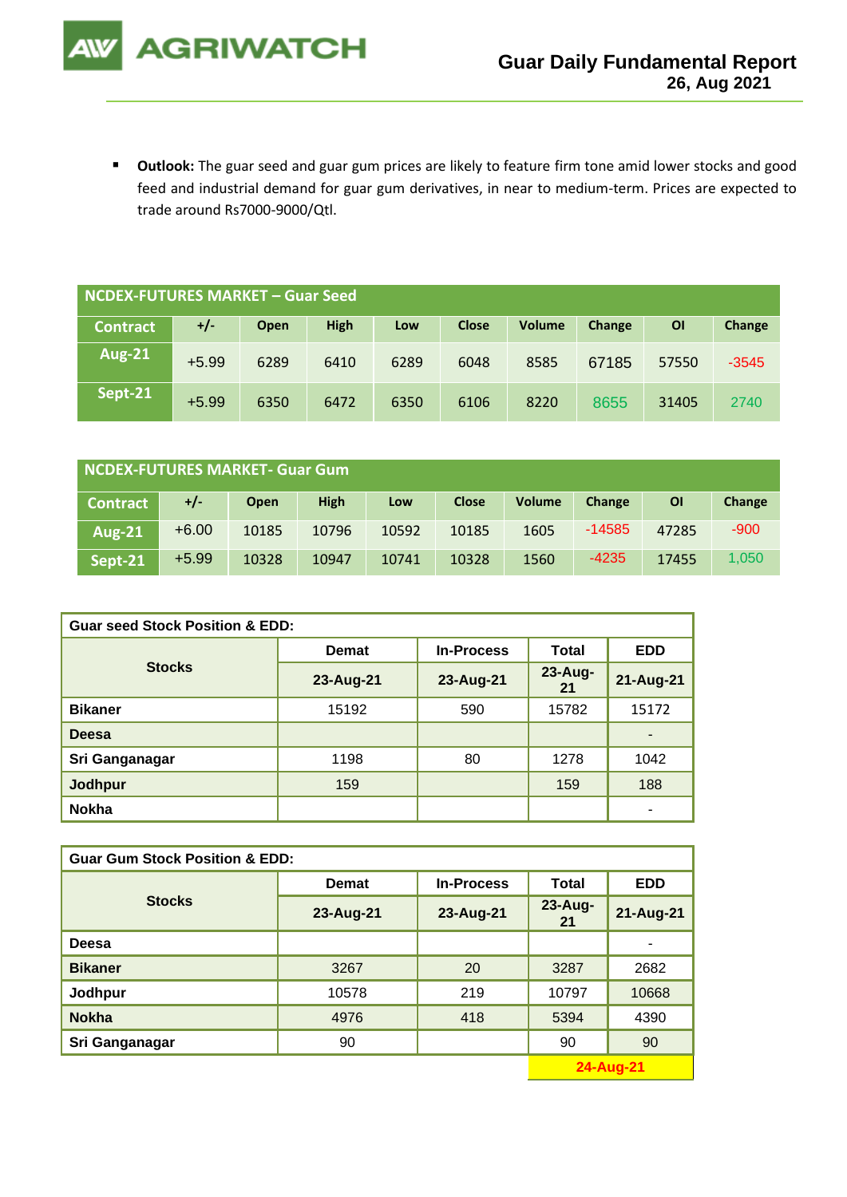- **Outlook:** The guar seed and guar gum prices are likely to feature firm tone amid lower stocks and good feed and industrial demand for guar gum derivatives, in near to medium-term. Prices are expected to trade around Rs7000-9000/Qtl.

| NCDEX-FUTURES MARKET – Guar Seed | | | | | | | | | |
|---|---|---|---|---|---|---|---|---|---|
| Contract | +/- | Open | High | Low | Close | Volume | Change | OI | Change |
| Aug-21 | +5.99 | 6289 | 6410 | 6289 | 6048 | 8585 | 67185 | 57550 | -3545 |
| Sept-21 | +5.99 | 6350 | 6472 | 6350 | 6106 | 8220 | 8655 | 31405 | 2740 |

| NCDEX-FUTURES MARKET- Guar Gum | | | | | | | | | |
|---|---|---|---|---|---|---|---|---|---|
| Contract | +/- | Open | High | Low | Close | Volume | Change | OI | Change |
| Aug-21 | +6.00 | 10185 | 10796 | 10592 | 10185 | 1605 | -14585 | 47285 | -900 |
| Sept-21 | +5.99 | 10328 | 10947 | 10741 | 10328 | 1560 | -4235 | 17455 | 1,050 |

| Guar seed Stock Position & EDD: | | | | |
|---|---|---|---|---|
| Stocks | Demat | In-Process | Total | EDD |
| | 23-Aug-21 | 23-Aug-21 | 23-Aug-21 | 21-Aug-21 |
| Bikaner | 15192 | 590 | 15782 | 15172 |
| Deesa | | | | - |
| Sri Ganganagar | 1198 | 80 | 1278 | 1042 |
| Jodhpur | 159 | | 159 | 188 |
| Nokha | | | | - |

| Guar Gum Stock Position & EDD: | | | | |
|---|---|---|---|---|
| Stocks | Demat | In-Process | Total | EDD |
| | 23-Aug-21 | 23-Aug-21 | 23-Aug-21 | 21-Aug-21 |
| Deesa | | | | - |
| Bikaner | 3267 | 20 | 3287 | 2682 |
| Jodhpur | 10578 | 219 | 10797 | 10668 |
| Nokha | 4976 | 418 | 5394 | 4390 |
| Sri Ganganagar | 90 | | 90 | 90 |

24-Aug-21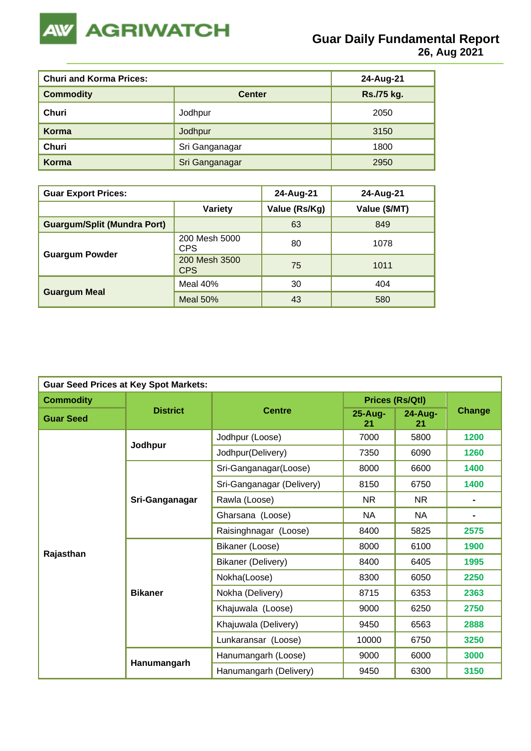# Guar Daily Fundamental Report
**26, Aug 2021**

| Churi and Korma Prices: | | 24-Aug-21 |
|---|---|---|
| **Commodity** | **Center** | **Rs./75 kg.** |
| **Churi** | Jodhpur | 2050 |
| **Korma** | Jodhpur | 3150 |
| **Churi** | Sri Ganganagar | 1800 |
| **Korma** | Sri Ganganagar | 2950 |

| Guar Export Prices: | | 24-Aug-21 | 24-Aug-21 |
|---|---|---|---|
| | **Variety** | **Value (Rs/Kg)** | **Value ($/MT)** |
| **Guargum/Split (Mundra Port)** | | 63 | 849 |
| **Guargum Powder** | 200 Mesh 5000 CPS | 80 | 1078 |
| | 200 Mesh 3500 CPS | 75 | 1011 |
| **Guargum Meal** | Meal 40% | 30 | 404 |
| | Meal 50% | 43 | 580 |

| Guar Seed Prices at Key Spot Markets: | | | | | |
|---|---|---|---|---|---|
| **Commodity** | **District** | **Centre** | **Prices (Rs/Qtl)** | | **Change** |
| **Guar Seed** | | | **25-Aug-21** | **24-Aug-21** | |
| **Rajasthan** | **Jodhpur** | Jodhpur (Loose) | 7000 | 5800 | 1200 |
| | | Jodhpur(Delivery) | 7350 | 6090 | 1260 |
| | **Sri-Ganganagar** | Sri-Ganganagar(Loose) | 8000 | 6600 | 1400 |
| | | Sri-Ganganagar (Delivery) | 8150 | 6750 | 1400 |
| | | Rawla (Loose) | NR | NR | - |
| | | Gharsana (Loose) | NA | NA | - |
| | | Raisinghnagar (Loose) | 8400 | 5825 | 2575 |
| | **Bikaner** | Bikaner (Loose) | 8000 | 6100 | 1900 |
| | | Bikaner (Delivery) | 8400 | 6405 | 1995 |
| | | Nokha(Loose) | 8300 | 6050 | 2250 |
| | | Nokha (Delivery) | 8715 | 6353 | 2363 |
| | | Khajuwala (Loose) | 9000 | 6250 | 2750 |
| | | Khajuwala (Delivery) | 9450 | 6563 | 2888 |
| | | Lunkaransar (Loose) | 10000 | 6750 | 3250 |
| | **Hanumangarh** | Hanumangarh (Loose) | 9000 | 6000 | 3000 |
| | | Hanumangarh (Delivery) | 9450 | 6300 | 3150 |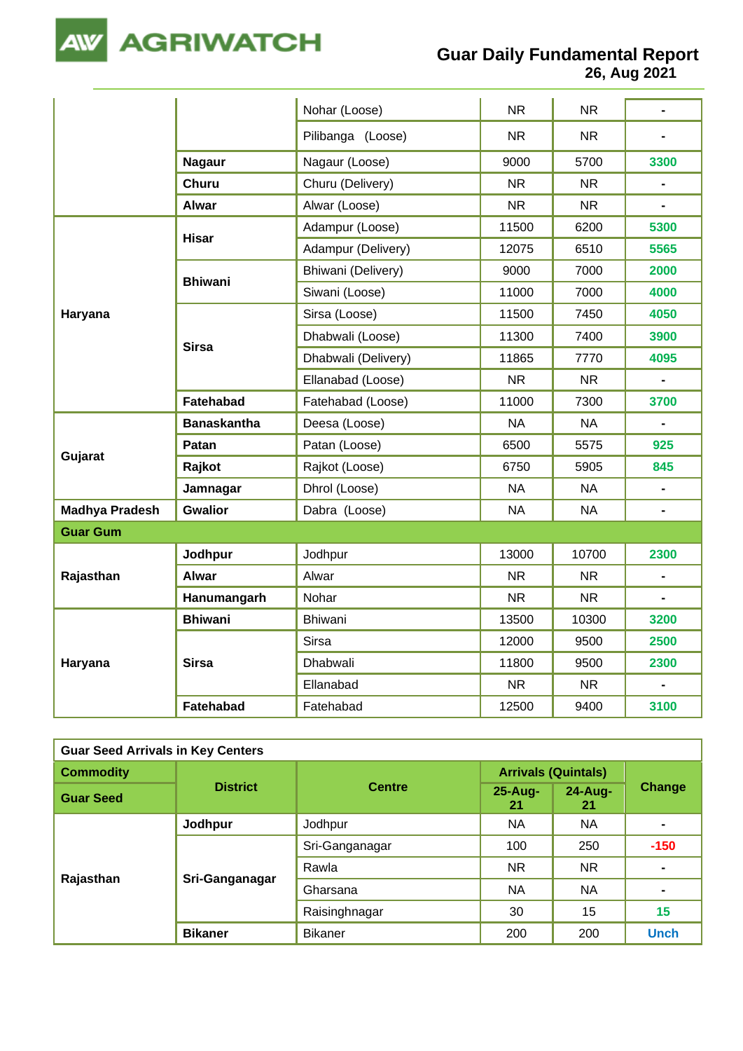| | | | | | |
|---|---|---|---|---|---|
| | | Nohar (Loose) | NR | NR | - |
| | | Pilibanga (Loose) | NR | NR | - |
| | Nagaur | Nagaur (Loose) | 9000 | 5700 | 3300 |
| | Churu | Churu (Delivery) | NR | NR | - |
| | Alwar | Alwar (Loose) | NR | NR | - |
| Haryana | Hisar | Adampur (Loose) | 11500 | 6200 | 5300 |
| | | Adampur (Delivery) | 12075 | 6510 | 5565 |
| | Bhiwani | Bhiwani (Delivery) | 9000 | 7000 | 2000 |
| | | Siwani (Loose) | 11000 | 7000 | 4000 |
| | Sirsa | Sirsa (Loose) | 11500 | 7450 | 4050 |
| | | Dhabwali (Loose) | 11300 | 7400 | 3900 |
| | | Dhabwali (Delivery) | 11865 | 7770 | 4095 |
| | | Ellanabad (Loose) | NR | NR | - |
| | Fatehabad | Fatehabad (Loose) | 11000 | 7300 | 3700 |
| Gujarat | Banaskantha | Deesa (Loose) | NA | NA | - |
| | Patan | Patan (Loose) | 6500 | 5575 | 925 |
| | Rajkot | Rajkot (Loose) | 6750 | 5905 | 845 |
| | Jamnagar | Dhrol (Loose) | NA | NA | - |
| Madhya Pradesh | Gwalior | Dabra (Loose) | NA | NA | - |
| **Guar Gum** | | | | | |
| Rajasthan | Jodhpur | Jodhpur | 13000 | 10700 | 2300 |
| | Alwar | Alwar | NR | NR | - |
| | Hanumangarh | Nohar | NR | NR | - |
| Haryana | Bhiwani | Bhiwani | 13500 | 10300 | 3200 |
| | Sirsa | Sirsa | 12000 | 9500 | 2500 |
| | | Dhabwali | 11800 | 9500 | 2300 |
| | | Ellanabad | NR | NR | - |
| | Fatehabad | Fatehabad | 12500 | 9400 | 3100 |

| Guar Seed Arrivals in Key Centers | | | | | |
|---|---|---|---|---|---|
| **Commodity** | **District** | **Centre** | **Arrivals (Quintals)** | | **Change** |
| **Guar Seed** | | | **25-Aug-21** | **24-Aug-21** | |
| Rajasthan | Jodhpur | Jodhpur | NA | NA | - |
| | Sri-Ganganagar | Sri-Ganganagar | 100 | 250 | -150 |
| | | Rawla | NR | NR | - |
| | | Gharsana | NA | NA | - |
| | | Raisinghnagar | 30 | 15 | 15 |
| | Bikaner | Bikaner | 200 | 200 | Unch |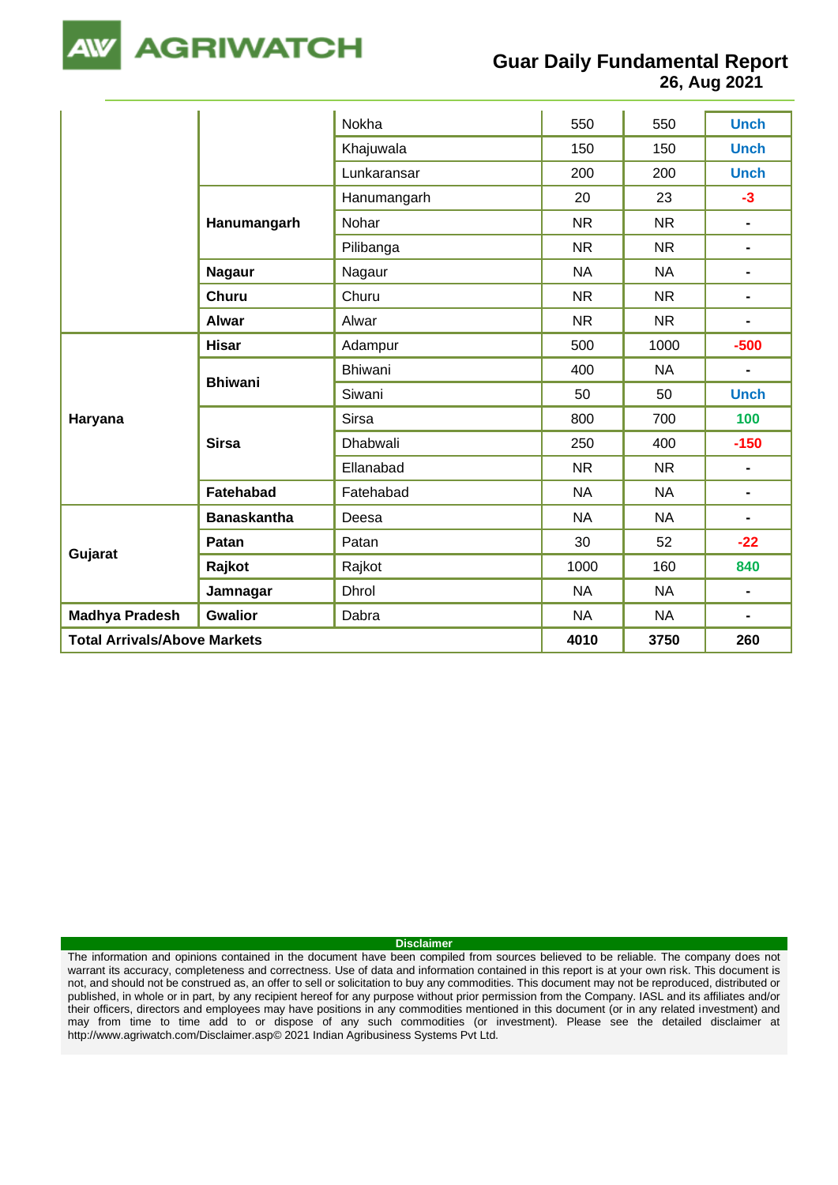| | | | | | |
|---|---|---|---|---|---|
| | | Nokha | 550 | 550 | Unch |
| | | Khajuwala | 150 | 150 | Unch |
| | | Lunkaransar | 200 | 200 | Unch |
| | Hanumangarh | Hanumangarh | 20 | 23 | -3 |
| | | Nohar | NR | NR | - |
| | | Pilibanga | NR | NR | - |
| | Nagaur | Nagaur | NA | NA | - |
| | Churu | Churu | NR | NR | - |
| | Alwar | Alwar | NR | NR | - |
| Haryana | Hisar | Adampur | 500 | 1000 | -500 |
| | Bhiwani | Bhiwani | 400 | NA | - |
| | | Siwani | 50 | 50 | Unch |
| | Sirsa | Sirsa | 800 | 700 | 100 |
| | | Dhabwali | 250 | 400 | -150 |
| | | Ellanabad | NR | NR | - |
| | Fatehabad | Fatehabad | NA | NA | - |
| Gujarat | Banaskantha | Deesa | NA | NA | - |
| | Patan | Patan | 30 | 52 | -22 |
| | Rajkot | Rajkot | 1000 | 160 | 840 |
| | Jamnagar | Dhrol | NA | NA | - |
| Madhya Pradesh | Gwalior | Dabra | NA | NA | - |
| **Total Arrivals/Above Markets** | | | **4010** | **3750** | **260** |

**Disclaimer**

The information and opinions contained in the document have been compiled from sources believed to be reliable. The company does not warrant its accuracy, completeness and correctness. Use of data and information contained in this report is at your own risk. This document is not, and should not be construed as, an offer to sell or solicitation to buy any commodities. This document may not be reproduced, distributed or published, in whole or in part, by any recipient hereof for any purpose without prior permission from the Company. IASL and its affiliates and/or their officers, directors and employees may have positions in any commodities mentioned in this document (or in any related investment) and may from time to time add to or dispose of any such commodities (or investment). Please see the detailed disclaimer at http://www.agriwatch.com/Disclaimer.asp© 2021 Indian Agribusiness Systems Pvt Ltd.